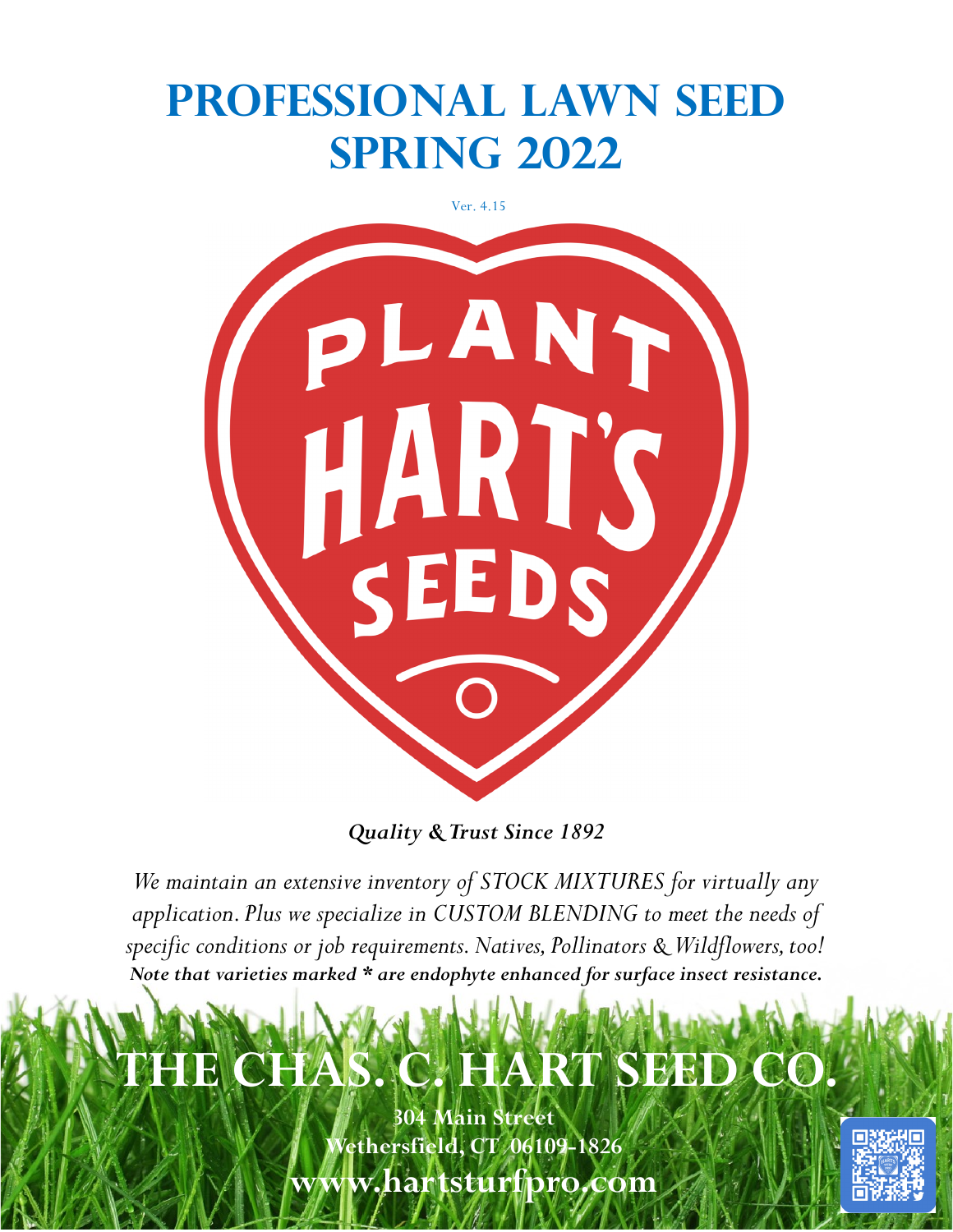# PROFESSIONAL LAWN SEED SPRING 2022

Ver. 4.15

PLANT HART'S SEEDS

***Quality & Trust Since 1892***

*We maintain an extensive inventory of STOCK MIXTURES for virtually any application. Plus we specialize in CUSTOM BLENDING to meet the needs of specific conditions or job requirements. Natives, Pollinators & Wildflowers, too!*

***Note that varieties marked * are endophyte enhanced for surface insect resistance.***

## THE CHAS. C. HART SEED CO.

**304 Main Street**
**Wethersfield, CT 06109-1826**
**www.hartsturfpro.com**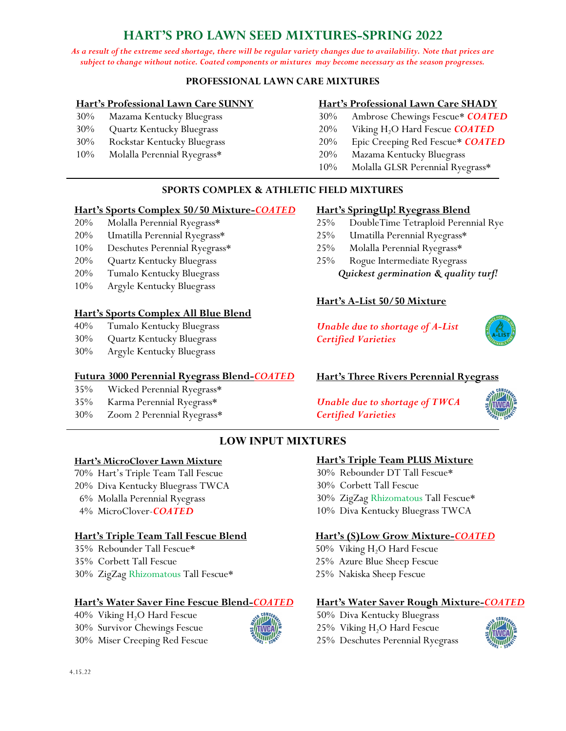# HART'S PRO LAWN SEED MIXTURES-SPRING 2022

*As a result of the extreme seed shortage, there will be regular variety changes due to availability. Note that prices are subject to change without notice. Coated components or mixtures may become necessary as the season progresses.*

## PROFESSIONAL LAWN CARE MIXTURES

### Hart's Professional Lawn Care SUNNY

- 30% Mazama Kentucky Bluegrass
- 30% Quartz Kentucky Bluegrass
- 30% Rockstar Kentucky Bluegrass
- 10% Molalla Perennial Ryegrass*

### Hart's Professional Lawn Care SHADY

- 30% Ambrose Chewings Fescue* ***COATED***
- 20% Viking $H_2O$ Hard Fescue ***COATED***
- 20% Epic Creeping Red Fescue* ***COATED***
- 20% Mazama Kentucky Bluegrass
- 10% Molalla GLSR Perennial Ryegrass*

## SPORTS COMPLEX & ATHLETIC FIELD MIXTURES

### Hart's Sports Complex 50/50 Mixture-*COATED*

- 20% Molalla Perennial Ryegrass*
- 20% Umatilla Perennial Ryegrass*
- 10% Deschutes Perennial Ryegrass*
- 20% Quartz Kentucky Bluegrass
- 20% Tumalo Kentucky Bluegrass
- 10% Argyle Kentucky Bluegrass

### Hart's Sports Complex All Blue Blend

- 40% Tumalo Kentucky Bluegrass
- 30% Quartz Kentucky Bluegrass
- 30% Argyle Kentucky Bluegrass

### Futura 3000 Perennial Ryegrass Blend-*COATED*

- 35% Wicked Perennial Ryegrass*
- 35% Karma Perennial Ryegrass*
- 30% Zoom 2 Perennial Ryegrass*

### Hart's SpringUp! Ryegrass Blend

- 25% DoubleTime Tetraploid Perennial Rye
- 25% Umatilla Perennial Ryegrass*
- 25% Molalla Perennial Ryegrass*
- 25% Rogue Intermediate Ryegrass

***Quickest germination & quality turf!***

### Hart's A-List 50/50 Mixture

*Unable due to shortage of A-List Certified Varieties*

### Hart's Three Rivers Perennial Ryegrass

*Unable due to shortage of TWCA Certified Varieties*

## LOW INPUT MIXTURES

### Hart's MicroClover Lawn Mixture

- 70% Hart's Triple Team Tall Fescue
- 20% Diva Kentucky Bluegrass TWCA
- 6% Molalla Perennial Ryegrass
- 4% MicroClover-***COATED***

### Hart's Triple Team Tall Fescue Blend

- 35% Rebounder Tall Fescue*
- 35% Corbett Tall Fescue
- 30% ZigZag Rhizomatous Tall Fescue*

### Hart's Water Saver Fine Fescue Blend-*COATED*

- 40% Viking $H_2O$ Hard Fescue
- 30% Survivor Chewings Fescue
- 30% Miser Creeping Red Fescue

### Hart's Triple Team PLUS Mixture

- 30% Rebounder DT Tall Fescue*
- 30% Corbett Tall Fescue
- 30% ZigZag Rhizomatous Tall Fescue*
- 10% Diva Kentucky Bluegrass TWCA

### Hart's (S)Low Grow Mixture-*COATED*

- 50% Viking $H_2O$ Hard Fescue
- 25% Azure Blue Sheep Fescue
- 25% Nakiska Sheep Fescue

### Hart's Water Saver Rough Mixture-*COATED*

- 50% Diva Kentucky Bluegrass
- 25% Viking $H_2O$ Hard Fescue
- 25% Deschutes Perennial Ryegrass

4.15.22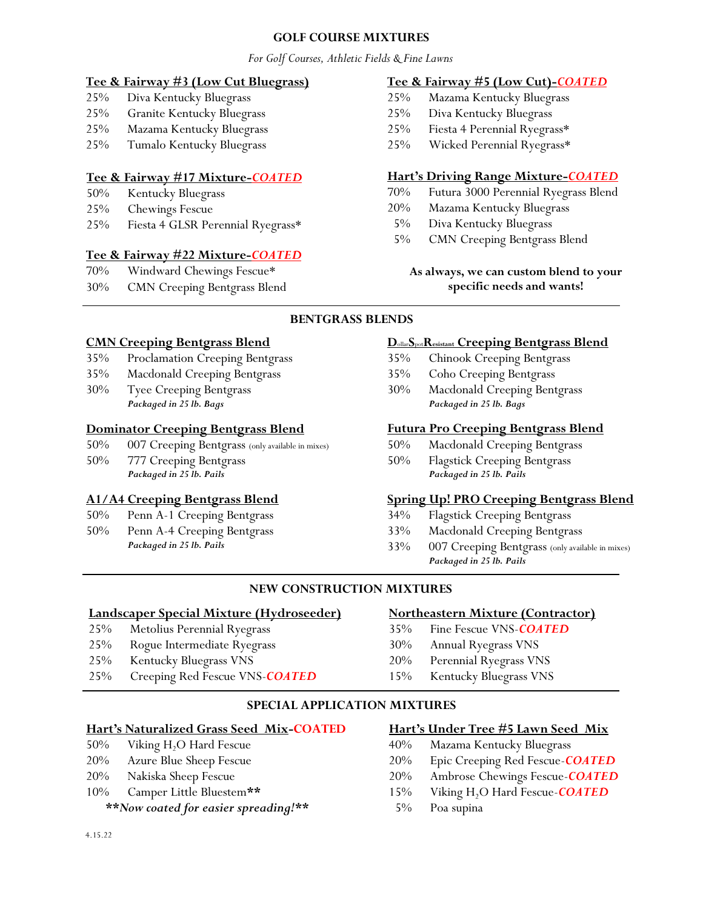## GOLF COURSE MIXTURES

*For Golf Courses, Athletic Fields & Fine Lawns*

### Tee & Fairway #3 (Low Cut Bluegrass)

- 25% Diva Kentucky Bluegrass
- 25% Granite Kentucky Bluegrass
- 25% Mazama Kentucky Bluegrass
- 25% Tumalo Kentucky Bluegrass

### Tee & Fairway #17 Mixture-*COATED*

- 50% Kentucky Bluegrass
- 25% Chewings Fescue
- 25% Fiesta 4 GLSR Perennial Ryegrass*

### Tee & Fairway #22 Mixture-*COATED*

- 70% Windward Chewings Fescue*
- 30% CMN Creeping Bentgrass Blend

### Tee & Fairway #5 (Low Cut)-*COATED*

- 25% Mazama Kentucky Bluegrass
- 25% Diva Kentucky Bluegrass
- 25% Fiesta 4 Perennial Ryegrass*
- 25% Wicked Perennial Ryegrass*

### Hart's Driving Range Mixture-*COATED*

- 70% Futura 3000 Perennial Ryegrass Blend
- 20% Mazama Kentucky Bluegrass
- 5% Diva Kentucky Bluegrass
- 5% CMN Creeping Bentgrass Blend

**As always, we can custom blend to your specific needs and wants!**

## BENTGRASS BLENDS

### CMN Creeping Bentgrass Blend

- 35% Proclamation Creeping Bentgrass
- 35% Macdonald Creeping Bentgrass
- 30% Tyee Creeping Bentgrass

***Packaged in 25 lb. Bags***

### Dominator Creeping Bentgrass Blend

- 50% 007 Creeping Bentgrass (only available in mixes)
- 50% 777 Creeping Bentgrass

***Packaged in 25 lb. Pails***

### A1/A4 Creeping Bentgrass Blend

- 50% Penn A-1 Creeping Bentgrass
- 50% Penn A-4 Creeping Bentgrass

***Packaged in 25 lb. Pails***

### DollarSpotResistant Creeping Bentgrass Blend

- 35% Chinook Creeping Bentgrass
- 35% Coho Creeping Bentgrass
- 30% Macdonald Creeping Bentgrass

***Packaged in 25 lb. Bags***

### Futura Pro Creeping Bentgrass Blend

- 50% Macdonald Creeping Bentgrass
- 50% Flagstick Creeping Bentgrass

***Packaged in 25 lb. Pails***

### Spring Up! PRO Creeping Bentgrass Blend

- 34% Flagstick Creeping Bentgrass
- 33% Macdonald Creeping Bentgrass
- 33% 007 Creeping Bentgrass (only available in mixes)

***Packaged in 25 lb. Pails***

## NEW CONSTRUCTION MIXTURES

### Landscaper Special Mixture (Hydroseeder)

- 25% Metolius Perennial Ryegrass
- 25% Rogue Intermediate Ryegrass
- 25% Kentucky Bluegrass VNS
- 25% Creeping Red Fescue VNS-***COATED***

### Northeastern Mixture (Contractor)

- 35% Fine Fescue VNS-***COATED***
- 30% Annual Ryegrass VNS
- 20% Perennial Ryegrass VNS
- 15% Kentucky Bluegrass VNS

## SPECIAL APPLICATION MIXTURES

### Hart's Naturalized Grass Seed Mix-COATED

- 50% Viking $H_2O$ Hard Fescue
- 20% Azure Blue Sheep Fescue
- 20% Nakiska Sheep Fescue
- 10% Camper Little Bluestem**

***\*\*Now coated for easier spreading!\*\****

### Hart's Under Tree #5 Lawn Seed Mix

- 40% Mazama Kentucky Bluegrass
- 20% Epic Creeping Red Fescue-***COATED***
- 20% Ambrose Chewings Fescue-***COATED***
- 15% Viking $H_2O$ Hard Fescue-***COATED***
- 5% Poa supina

4.15.22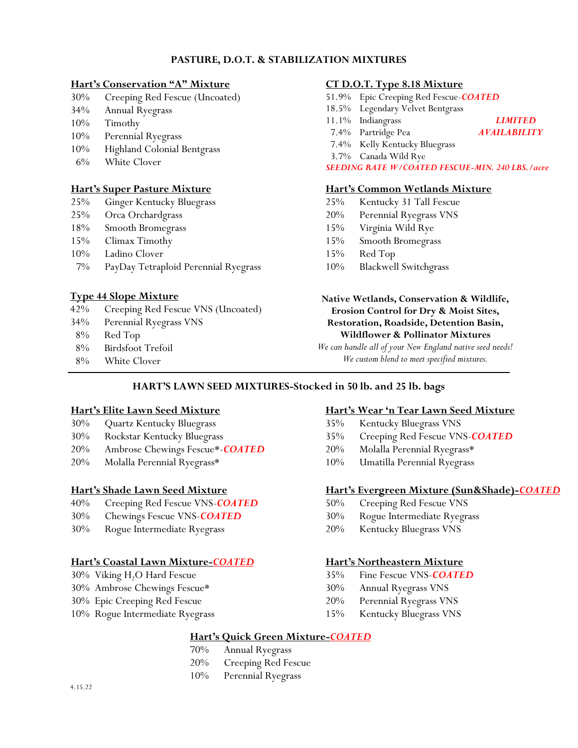# PASTURE, D.O.T. & STABILIZATION MIXTURES

### Hart's Conservation "A" Mixture

- 30% Creeping Red Fescue (Uncoated)
- 34% Annual Ryegrass
- 10% Timothy
- 10% Perennial Ryegrass
- 10% Highland Colonial Bentgrass
- 6% White Clover

### Hart's Super Pasture Mixture

- 25% Ginger Kentucky Bluegrass
- 25% Orca Orchardgrass
- 18% Smooth Bromegrass
- 15% Climax Timothy
- 10% Ladino Clover
- 7% PayDay Tetraploid Perennial Ryegrass

### Type 44 Slope Mixture

- 42% Creeping Red Fescue VNS (Uncoated)
- 34% Perennial Ryegrass VNS
- 8% Red Top
- 8% Birdsfoot Trefoil
- 8% White Clover

### CT D.O.T. Type 8.18 Mixture

- 51.9% Epic Creeping Red Fescue-***COATED***
- 18.5% Legendary Velvet Bentgrass
- 11.1% Indiangrass
- 7.4% Partridge Pea
- 7.4% Kelly Kentucky Bluegrass
- 3.7% Canada Wild Rye

***LIMITED AVAILABILITY***

*SEEDING RATE W/COATED FESCUE-MIN. 240 LBS./acre*

### Hart's Common Wetlands Mixture

- 25% Kentucky 31 Tall Fescue
- 20% Perennial Ryegrass VNS
- 15% Virginia Wild Rye
- 15% Smooth Bromegrass
- 15% Red Top
- 10% Blackwell Switchgrass

**Native Wetlands, Conservation & Wildlife, Erosion Control for Dry & Moist Sites, Restoration, Roadside, Detention Basin, Wildflower & Pollinator Mixtures**

*We can handle all of your New England native seed needs!*
*We custom blend to meet specified mixtures.*

---

# HART'S LAWN SEED MIXTURES-Stocked in 50 lb. and 25 lb. bags

### Hart's Elite Lawn Seed Mixture

- 30% Quartz Kentucky Bluegrass
- 30% Rockstar Kentucky Bluegrass
- 20% Ambrose Chewings Fescue*-***COATED***
- 20% Molalla Perennial Ryegrass*

### Hart's Shade Lawn Seed Mixture

- 40% Creeping Red Fescue VNS-***COATED***
- 30% Chewings Fescue VNS-***COATED***
- 30% Rogue Intermediate Ryegrass

### Hart's Coastal Lawn Mixture-*COATED*

- 30% Viking $H_2O$ Hard Fescue
- 30% Ambrose Chewings Fescue*
- 30% Epic Creeping Red Fescue
- 10% Rogue Intermediate Ryegrass

### Hart's Wear 'n Tear Lawn Seed Mixture

- 35% Kentucky Bluegrass VNS
- 35% Creeping Red Fescue VNS-***COATED***
- 20% Molalla Perennial Ryegrass*
- 10% Umatilla Perennial Ryegrass

### Hart's Evergreen Mixture (Sun&Shade)-*COATED*

- 50% Creeping Red Fescue VNS
- 30% Rogue Intermediate Ryegrass
- 20% Kentucky Bluegrass VNS

### Hart's Northeastern Mixture

- 35% Fine Fescue VNS-***COATED***
- 30% Annual Ryegrass VNS
- 20% Perennial Ryegrass VNS
- 15% Kentucky Bluegrass VNS

### Hart's Quick Green Mixture-*COATED*

- 70% Annual Ryegrass
- 20% Creeping Red Fescue
- 10% Perennial Ryegrass

4.15.22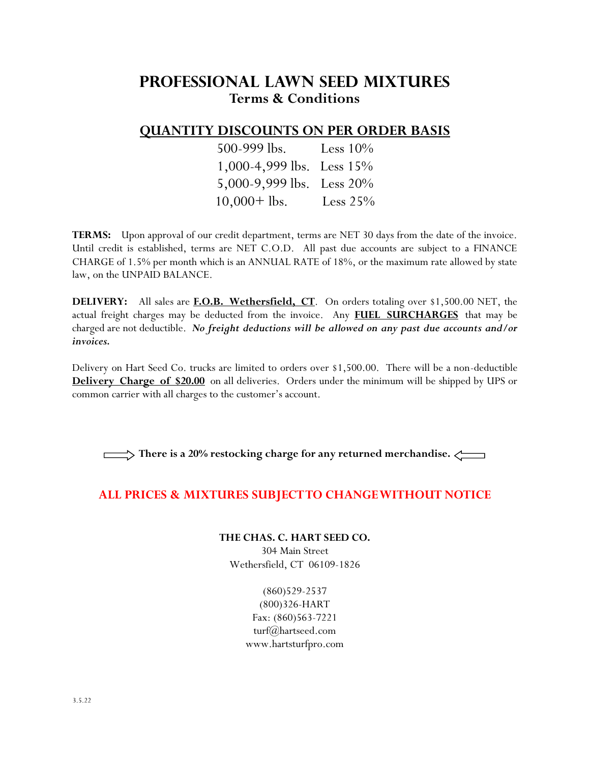# PROFESSIONAL LAWN SEED MIXTURES
## Terms & Conditions

## QUANTITY DISCOUNTS ON PER ORDER BASIS

| | |
|---|---|
| 500-999 lbs. | Less 10% |
| 1,000-4,999 lbs. | Less 15% |
| 5,000-9,999 lbs. | Less 20% |
| 10,000+ lbs. | Less 25% |

**TERMS:** Upon approval of our credit department, terms are NET 30 days from the date of the invoice. Until credit is established, terms are NET C.O.D. All past due accounts are subject to a FINANCE CHARGE of 1.5% per month which is an ANNUAL RATE of 18%, or the maximum rate allowed by state law, on the UNPAID BALANCE.

**DELIVERY:** All sales are **F.O.B. Wethersfield, CT**. On orders totaling over $1,500.00 NET, the actual freight charges may be deducted from the invoice. Any **FUEL SURCHARGES** that may be charged are not deductible. ***No freight deductions will be allowed on any past due accounts and/or invoices.***

Delivery on Hart Seed Co. trucks are limited to orders over $1,500.00. There will be a non-deductible **Delivery Charge of $20.00** on all deliveries. Orders under the minimum will be shipped by UPS or common carrier with all charges to the customer's account.

**There is a 20% restocking charge for any returned merchandise.**

**ALL PRICES & MIXTURES SUBJECT TO CHANGE WITHOUT NOTICE**

**THE CHAS. C. HART SEED CO.**
304 Main Street
Wethersfield, CT 06109-1826

(860)529-2537
(800)326-HART
Fax: (860)563-7221
turf@hartseed.com
www.hartsturfpro.com

3.5.22